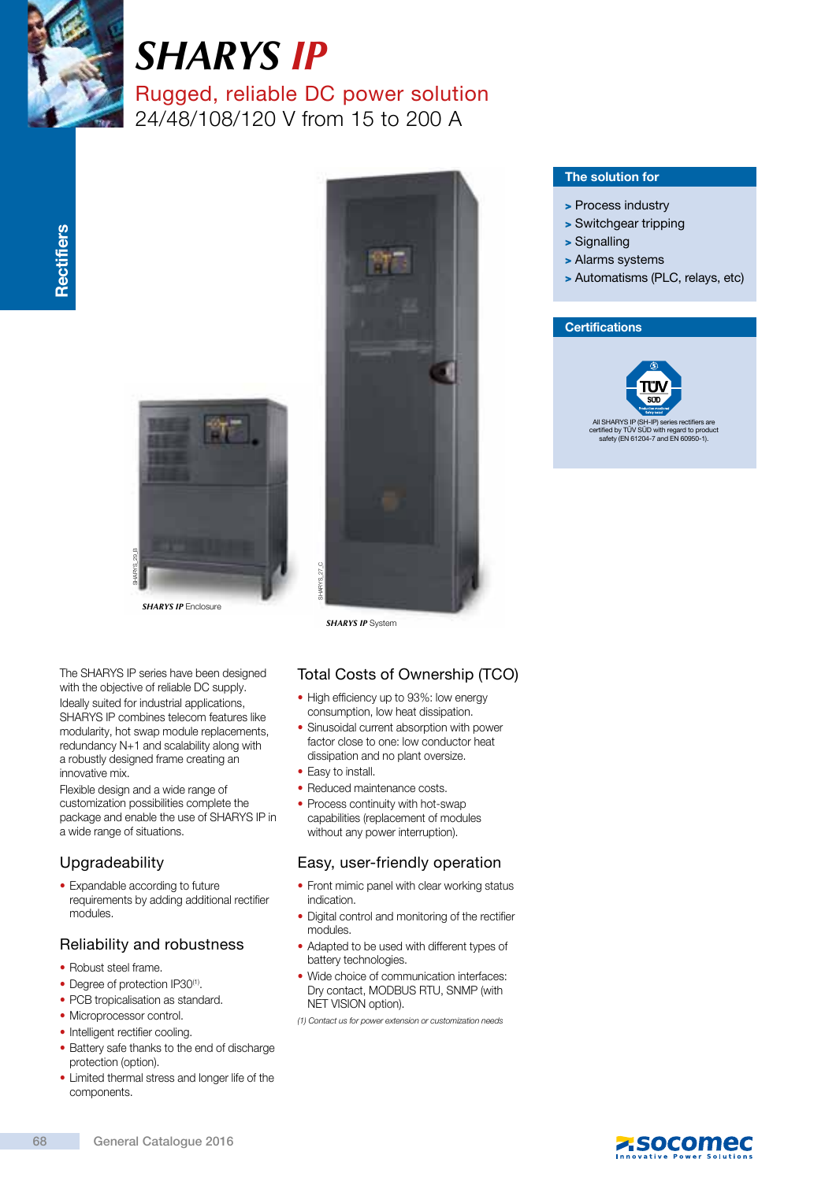# SHARYS IP

## Rugged, reliable DC power solution
24/48/108/120 V from 15 to 200 A

***SHARYS IP*** Enclosure

***SHARYS IP*** System

### The solution for

- Process industry
- Switchgear tripping
- Signalling
- Alarms systems
- Automatisms (PLC, relays, etc)

### Certifications

All SHARYS IP (SH-IP) series rectifiers are certified by TÜV SÜD with regard to product safety (EN 61204-7 and EN 60950-1).

The SHARYS IP series have been designed with the objective of reliable DC supply. Ideally suited for industrial applications, SHARYS IP combines telecom features like modularity, hot swap module replacements, redundancy N+1 and scalability along with a robustly designed frame creating an innovative mix.

Flexible design and a wide range of customization possibilities complete the package and enable the use of SHARYS IP in a wide range of situations.

## Upgradeability

- Expandable according to future requirements by adding additional rectifier modules.

## Reliability and robustness

- Robust steel frame.
- Degree of protection IP30[1].
- PCB tropicalisation as standard.
- Microprocessor control.
- Intelligent rectifier cooling.
- Battery safe thanks to the end of discharge protection (option).
- Limited thermal stress and longer life of the components.

## Total Costs of Ownership (TCO)

- High efficiency up to 93%: low energy consumption, low heat dissipation.
- Sinusoidal current absorption with power factor close to one: low conductor heat dissipation and no plant oversize.
- Easy to install.
- Reduced maintenance costs.
- Process continuity with hot-swap capabilities (replacement of modules without any power interruption).

## Easy, user-friendly operation

- Front mimic panel with clear working status indication.
- Digital control and monitoring of the rectifier modules.
- Adapted to be used with different types of battery technologies.
- Wide choice of communication interfaces: Dry contact, MODBUS RTU, SNMP (with NET VISION option).

*(1) Contact us for power extension or customization needs*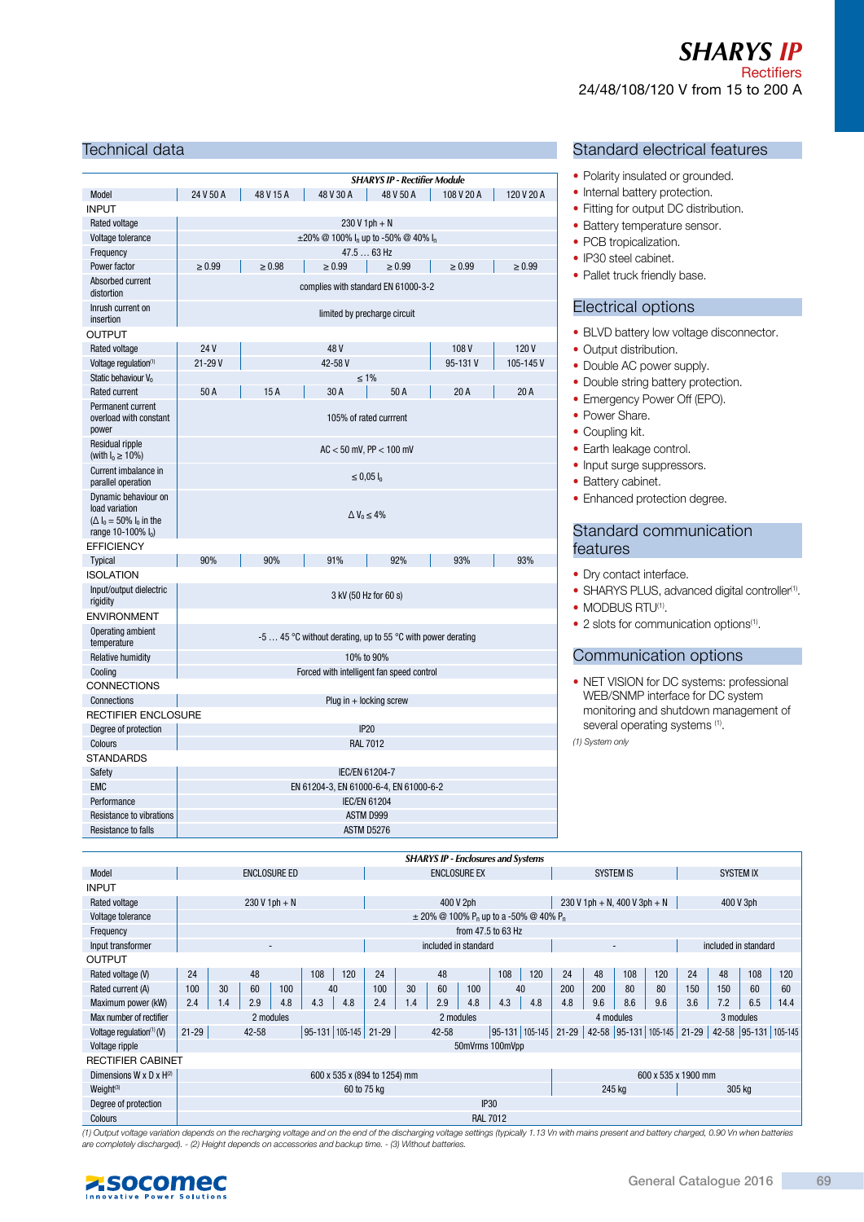# SHARYS IP

Rectifiers

24/48/108/120 V from 15 to 200 A

## Technical data

| | *SHARYS IP - Rectifier Module* | | | | | |
|---|---|---|---|---|---|---|
| Model | 24 V 50 A | 48 V 15 A | 48 V 30 A | 48 V 50 A | 108 V 20 A | 120 V 20 A |
| **INPUT** | | | | | | |
| Rated voltage | 230 V 1ph + N | | | | | |
| Voltage tolerance | ±20% @ 100% $I_n$ up to -50% @ 40% $I_n$ | | | | | |
| Frequency | 47.5 … 63 Hz | | | | | |
| Power factor | ≥ 0.99 | ≥ 0.98 | ≥ 0.99 | ≥ 0.99 | ≥ 0.99 | ≥ 0.99 |
| Absorbed current distortion | complies with standard EN 61000-3-2 | | | | | |
| Inrush current on insertion | limited by precharge circuit | | | | | |
| **OUTPUT** | | | | | | |
| Rated voltage | 24 V | 48 V | | | 108 V | 120 V |
| Voltage regulation[1] | 21-29 V | 42-58 V | | | 95-131 V | 105-145 V |
| Static behaviour $V_0$ | ≤ 1% | | | | | |
| Rated current | 50 A | 15 A | 30 A | 50 A | 20 A | 20 A |
| Permanent current overload with constant power | 105% of rated currrent | | | | | |
| Residual ripple (with $I_0$ ≥ 10%) | AC < 50 mV, PP < 100 mV | | | | | |
| Current imbalance in parallel operation | ≤ 0,05 $I_0$ | | | | | |
| Dynamic behaviour on load variation ($\Delta I_0$ = 50% $I_0$ in the range 10-100% $I_0$) | $\Delta V_0$ ≤ 4% | | | | | |
| **EFFICIENCY** | | | | | | |
| Typical | 90% | 90% | 91% | 92% | 93% | 93% |
| **ISOLATION** | | | | | | |
| Input/output dielectric rigidity | 3 kV (50 Hz for 60 s) | | | | | |
| **ENVIRONMENT** | | | | | | |
| Operating ambient temperature | -5 … 45 °C without derating, up to 55 °C with power derating | | | | | |
| Relative humidity | 10% to 90% | | | | | |
| Cooling | Forced with intelligent fan speed control | | | | | |
| **CONNECTIONS** | | | | | | |
| Connections | Plug in + locking screw | | | | | |
| **RECTIFIER ENCLOSURE** | | | | | | |
| Degree of protection | IP20 | | | | | |
| Colours | RAL 7012 | | | | | |
| **STANDARDS** | | | | | | |
| Safety | IEC/EN 61204-7 | | | | | |
| EMC | EN 61204-3, EN 61000-6-4, EN 61000-6-2 | | | | | |
| Performance | IEC/EN 61204 | | | | | |
| Resistance to vibrations | ASTM D999 | | | | | |
| Resistance to falls | ASTM D5276 | | | | | |

## Standard electrical features

- Polarity insulated or grounded.
- Internal battery protection.
- Fitting for output DC distribution.
- Battery temperature sensor.
- PCB tropicalization.
- IP30 steel cabinet.
- Pallet truck friendly base.

## Electrical options

- BLVD battery low voltage disconnector.
- Output distribution.
- Double AC power supply.
- Double string battery protection.
- Emergency Power Off (EPO).
- Power Share.
- Coupling kit.
- Earth leakage control.
- Input surge suppressors.
- Battery cabinet.
- Enhanced protection degree.

## Standard communication features

- Dry contact interface.
- SHARYS PLUS, advanced digital controller[1].
- MODBUS RTU[1].
- 2 slots for communication options[1].

## Communication options

- NET VISION for DC systems: professional WEB/SNMP interface for DC system monitoring and shutdown management of several operating systems [1].

*(1) System only*

| | *SHARYS IP - Enclosures and Systems* | | | | | | | | | | | | | | | | | | | | | | | |
|---|---|---|---|---|---|---|---|---|---|---|---|---|---|---|---|---|---|---|---|---|---|---|---|---|
| Model | ENCLOSURE ED | | | | | | | ENCLOSURE EX | | | | | | | SYSTEM IS | | | | | SYSTEM IX | | | | |
| **INPUT** | | | | | | | | | | | | | | | | | | | | | | | | |
| Rated voltage | 230 V 1ph + N | | | | | | | 400 V 2ph | | | | | | | 230 V 1ph + N, 400 V 3ph + N | | | | | 400 V 3ph | | | | |
| Voltage tolerance | ± 20% @ 100% $P_n$ up to a -50% @ 40% $P_n$ | | | | | | | | | | | | | | | | | | | | | | | |
| Frequency | from 47.5 to 63 Hz | | | | | | | | | | | | | | | | | | | | | | | |
| Input transformer | - | | | | | | | included in standard | | | | | | | - | | | | | included in standard | | | | |
| **OUTPUT** | | | | | | | | | | | | | | | | | | | | | | | | |
| Rated voltage (V) | 24 | 48 | | | 108 | 120 | | 24 | 48 | | | 108 | 120 | | 24 | 48 | 108 | 120 | | 24 | 48 | 108 | 120 | |
| Rated current (A) | 100 | 30 | 60 | 100 | 40 | | | 100 | 30 | 60 | 100 | 40 | | | 200 | 200 | 80 | 80 | | 150 | 150 | 60 | 60 | |
| Maximum power (kW) | 2.4 | 1.4 | 2.9 | 4.8 | 4.3 | 4.8 | | 2.4 | 1.4 | 2.9 | 4.8 | 4.3 | 4.8 | | 4.8 | 9.6 | 8.6 | 9.6 | | 3.6 | 7.2 | 6.5 | 14.4 | |
| Max number of rectifier | 2 modules | | | | | | | 2 modules | | | | | | | 4 modules | | | | | 3 modules | | | | |
| Voltage regulation[1] (V) | 21-29 | 42-58 | | | 95-131 | 105-145 | | 21-29 | 42-58 | | | 95-131 | 105-145 | | 21-29 | 42-58 | 95-131 | 105-145 | | 21-29 | 42-58 | 95-131 | 105-145 | |
| Voltage ripple | 50mVrms 100mVpp | | | | | | | | | | | | | | | | | | | | | | | |
| **RECTIFIER CABINET** | | | | | | | | | | | | | | | | | | | | | | | | |
| Dimensions W x D x H[2] | 600 x 535 x (894 to 1254) mm | | | | | | | | | | | | | | 600 x 535 x 1900 mm | | | | | | | | | |
| Weight[3] | 60 to 75 kg | | | | | | | | | | | | | | 245 kg | | | | | 305 kg | | | | |
| Degree of protection | IP30 | | | | | | | | | | | | | | | | | | | | | | | |
| Colours | RAL 7012 | | | | | | | | | | | | | | | | | | | | | | | |

*(1) Output voltage variation depends on the recharging voltage and on the end of the discharging voltage settings (typically 1.13 Vn with mains present and battery charged, 0.90 Vn when batteries are completely discharged). - (2) Height depends on accessories and backup time. - (3) Without batteries.*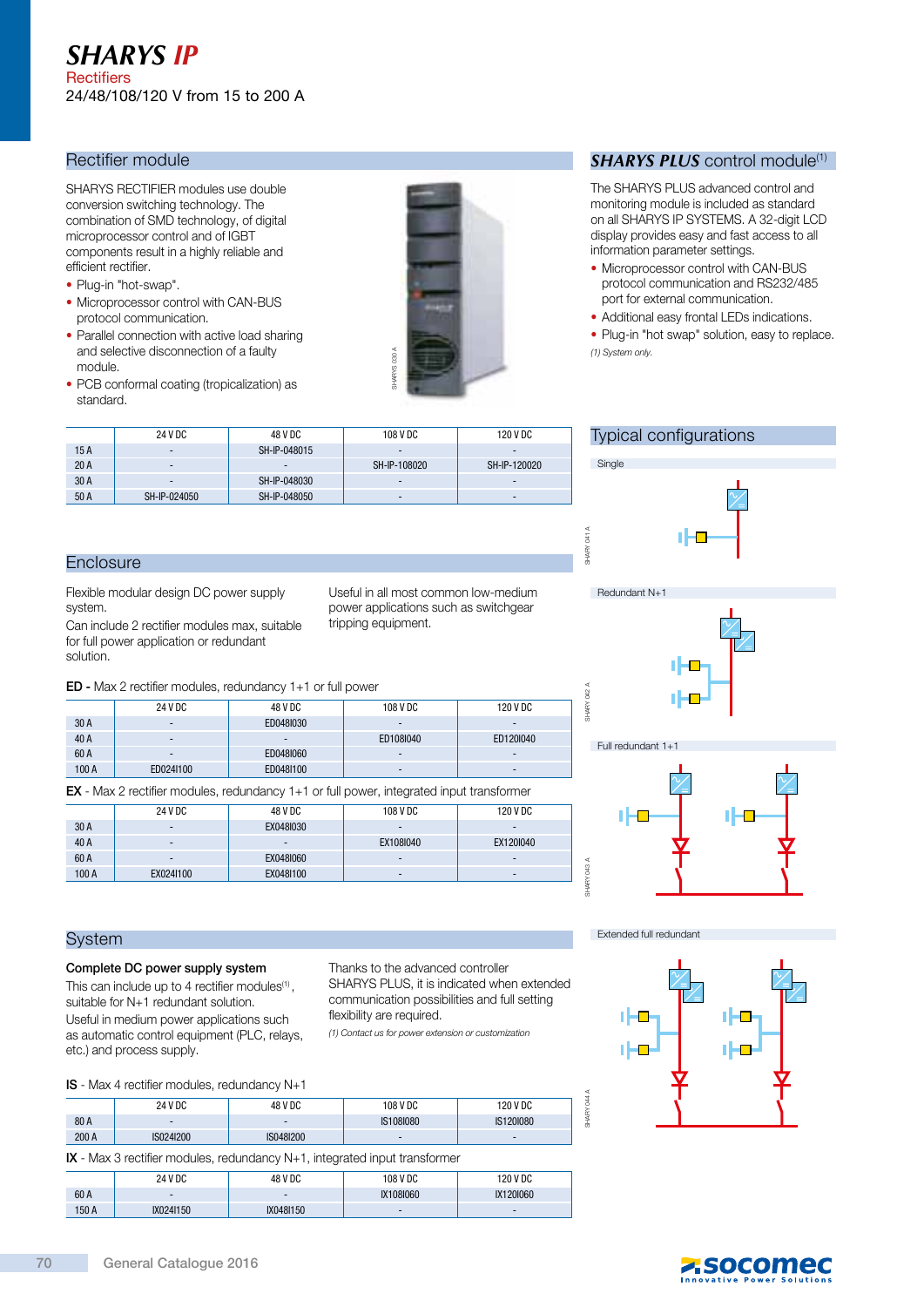# SHARYS IP

Rectifiers

24/48/108/120 V from 15 to 200 A

## Rectifier module

SHARYS RECTIFIER modules use double conversion switching technology. The combination of SMD technology, of digital microprocessor control and of IGBT components result in a highly reliable and efficient rectifier.

- Plug-in "hot-swap".
- Microprocessor control with CAN-BUS protocol communication.
- Parallel connection with active load sharing and selective disconnection of a faulty module.
- PCB conformal coating (tropicalization) as standard.

SHARYS 030 A

| | 24 V DC | 48 V DC | 108 V DC | 120 V DC |
|---|---|---|---|---|
| 15 A | - | SH-IP-048015 | - | - |
| 20 A | - | - | SH-IP-108020 | SH-IP-120020 |
| 30 A | - | SH-IP-048030 | - | - |
| 50 A | SH-IP-024050 | SH-IP-048050 | - | - |

## Enclosure

Flexible modular design DC power supply system.

Can include 2 rectifier modules max, suitable for full power application or redundant solution.

Useful in all most common low-medium power applications such as switchgear tripping equipment.

**ED -** Max 2 rectifier modules, redundancy 1+1 or full power

| | 24 V DC | 48 V DC | 108 V DC | 120 V DC |
|---|---|---|---|---|
| 30 A | - | ED048I030 | - | - |
| 40 A | - | - | ED108I040 | ED120I040 |
| 60 A | - | ED048I060 | - | - |
| 100 A | ED024I100 | ED048I100 | - | - |

**EX** - Max 2 rectifier modules, redundancy 1+1 or full power, integrated input transformer

| | 24 V DC | 48 V DC | 108 V DC | 120 V DC |
|---|---|---|---|---|
| 30 A | - | EX048I030 | - | - |
| 40 A | - | - | EX108I040 | EX120I040 |
| 60 A | - | EX048I060 | - | - |
| 100 A | EX024I100 | EX048I100 | - | - |

## System

**Complete DC power supply system**

This can include up to 4 rectifier modules[(1)], suitable for N+1 redundant solution.

Useful in medium power applications such as automatic control equipment (PLC, relays, etc.) and process supply.

Thanks to the advanced controller SHARYS PLUS, it is indicated when extended communication possibilities and full setting flexibility are required.

*(1) Contact us for power extension or customization*

**IS** - Max 4 rectifier modules, redundancy N+1

| | 24 V DC | 48 V DC | 108 V DC | 120 V DC |
|---|---|---|---|---|
| 80 A | - | - | IS108I080 | IS120I080 |
| 200 A | IS024I200 | IS048I200 | - | - |

**IX** - Max 3 rectifier modules, redundancy N+1, integrated input transformer

| | 24 V DC | 48 V DC | 108 V DC | 120 V DC |
|---|---|---|---|---|
| 60 A | - | - | IX108I060 | IX120I060 |
| 150 A | IX024I150 | IX048I150 | - | - |

## *SHARYS PLUS* control module[(1)]

The SHARYS PLUS advanced control and monitoring module is included as standard on all SHARYS IP SYSTEMS. A 32-digit LCD display provides easy and fast access to all information parameter settings.

- Microprocessor control with CAN-BUS protocol communication and RS232/485 port for external communication.
- Additional easy frontal LEDs indications.
- Plug-in "hot swap" solution, easy to replace.

*(1) System only.*

## Typical configurations

Single

SHARY 041 A

Redundant N+1

SHARY 042 A

Full redundant 1+1

SHARY 043 A

Extended full redundant

SHARY 044 A

General Catalogue 2016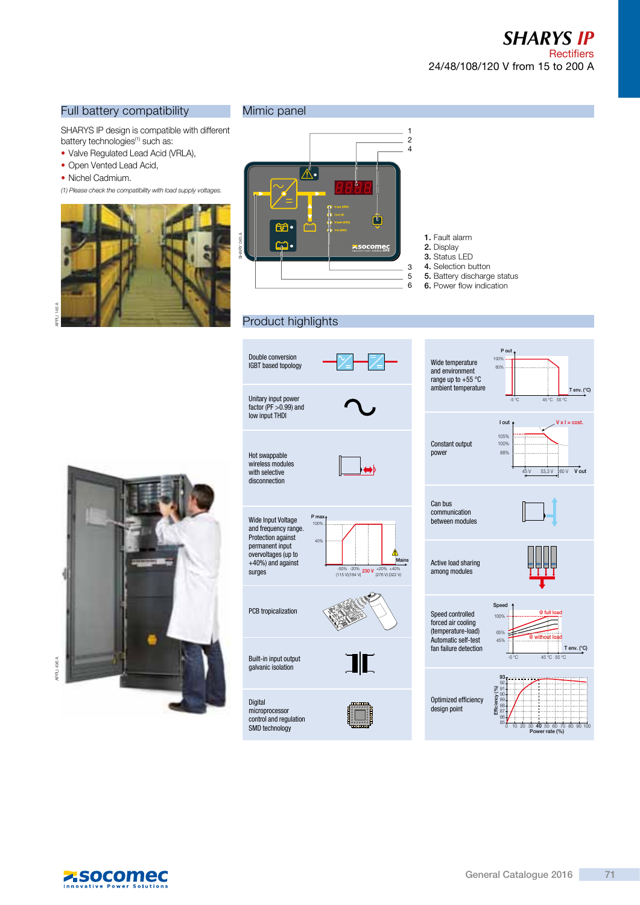# SHARYS IP

Rectifiers

24/48/108/120 V from 15 to 200 A

## Full battery compatibility

SHARYS IP design is compatible with different battery technologies[1] such as:

- Valve Regulated Lead Acid (VRLA),
- Open Vented Lead Acid,
- Nichel Cadmium.

*(1) Please check the compatibility with load supply voltages.*

APPLI 145 A

## Mimic panel

SHARY 045 A

1. Fault alarm
2. Display
3. Status LED
4. Selection button
5. Battery discharge status
6. Power flow indication

## Product highlights

Double conversion IGBT based topology

Unitary input power factor (PF >0.99) and low input THDI

Hot swappable wireless modules with selective disconnection

Wide Input Voltage and frequency range. Protection against permanent input overvoltages (up to +40%) and against surges

P max
100%
40%
Mains
-50% -20% 230 V +20% +40%
(115 V)(184 V) (276 V) (322 V)

PCB tropicalization

Built-in input output galvanic isolation

Digital microprocessor control and regulation SMD technology

Wide temperature and environment range up to +55 °C ambient temperature

P out
100%
60%
T env. (°C)
-5 °C 45 °C 55 °C

Constant output power

I out
V x I = cost.
105%
100%
88%
45 V 53,3 V 60 V V out

Can bus communication between modules

Active load sharing among modules

Speed controlled forced air cooling (temperature-load) Automatic self-test fan failure detection

Speed
@ full load
100%
65%
45%
@ without load
T env. (°C)
-5 °C 45 °C 55 °C

Optimized efficiency design point

Efficiency (%)
93
92
91
90
89
88
87
86
85
0 10 20 30 40 50 60 70 80 90 100
Power rate (%)

APPLI 496 A